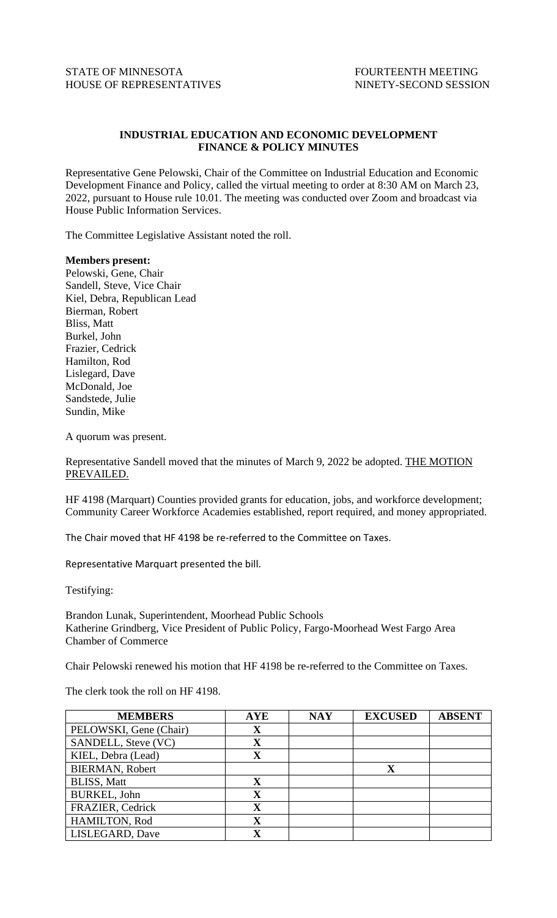STATE OF MINNESOTA
HOUSE OF REPRESENTATIVES

FOURTEENTH MEETING
NINETY-SECOND SESSION

## INDUSTRIAL EDUCATION AND ECONOMIC DEVELOPMENT FINANCE & POLICY MINUTES

Representative Gene Pelowski, Chair of the Committee on Industrial Education and Economic Development Finance and Policy, called the virtual meeting to order at 8:30 AM on March 23, 2022, pursuant to House rule 10.01. The meeting was conducted over Zoom and broadcast via House Public Information Services.

The Committee Legislative Assistant noted the roll.

**Members present:**
Pelowski, Gene, Chair
Sandell, Steve, Vice Chair
Kiel, Debra, Republican Lead
Bierman, Robert
Bliss, Matt
Burkel, John
Frazier, Cedrick
Hamilton, Rod
Lislegard, Dave
McDonald, Joe
Sandstede, Julie
Sundin, Mike

A quorum was present.

Representative Sandell moved that the minutes of March 9, 2022 be adopted. THE MOTION PREVAILED.

HF 4198 (Marquart) Counties provided grants for education, jobs, and workforce development; Community Career Workforce Academies established, report required, and money appropriated.

The Chair moved that HF 4198 be re-referred to the Committee on Taxes.

Representative Marquart presented the bill.

Testifying:

Brandon Lunak, Superintendent, Moorhead Public Schools
Katherine Grindberg, Vice President of Public Policy, Fargo-Moorhead West Fargo Area Chamber of Commerce

Chair Pelowski renewed his motion that HF 4198 be re-referred to the Committee on Taxes.

The clerk took the roll on HF 4198.

| MEMBERS | AYE | NAY | EXCUSED | ABSENT |
|---|---|---|---|---|
| PELOWSKI, Gene (Chair) | X | | | |
| SANDELL, Steve (VC) | X | | | |
| KIEL, Debra (Lead) | X | | | |
| BIERMAN, Robert | | | X | |
| BLISS, Matt | X | | | |
| BURKEL, John | X | | | |
| FRAZIER, Cedrick | X | | | |
| HAMILTON, Rod | X | | | |
| LISLEGARD, Dave | X | | | |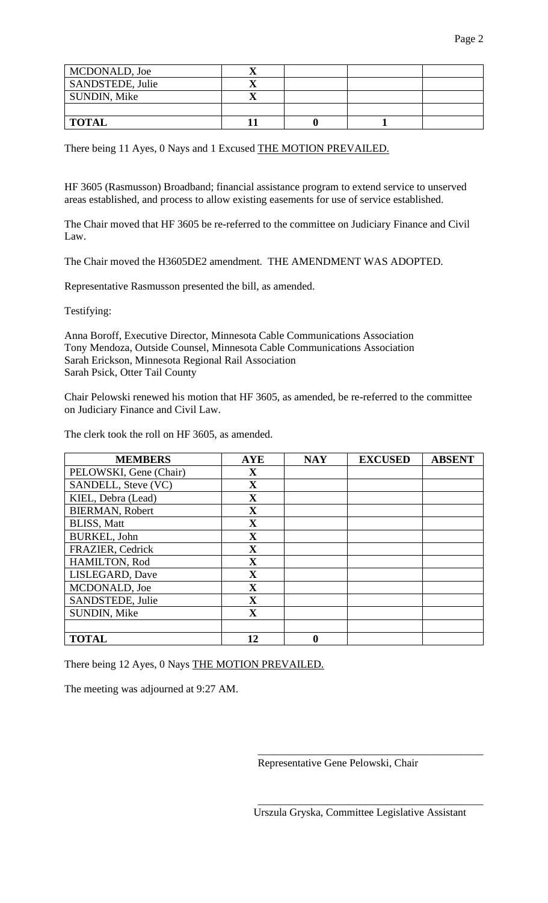| | | | | |
|---|---|---|---|---|
| MCDONALD, Joe | X | | | |
| SANDSTEDE, Julie | X | | | |
| SUNDIN, Mike | X | | | |
| | | | | |
| **TOTAL** | **11** | **0** | **1** | |

There being 11 Ayes, 0 Nays and 1 Excused THE MOTION PREVAILED.

HF 3605 (Rasmusson) Broadband; financial assistance program to extend service to unserved areas established, and process to allow existing easements for use of service established.

The Chair moved that HF 3605 be re-referred to the committee on Judiciary Finance and Civil Law.

The Chair moved the H3605DE2 amendment. THE AMENDMENT WAS ADOPTED.

Representative Rasmusson presented the bill, as amended.

Testifying:

Anna Boroff, Executive Director, Minnesota Cable Communications Association
Tony Mendoza, Outside Counsel, Minnesota Cable Communications Association
Sarah Erickson, Minnesota Regional Rail Association
Sarah Psick, Otter Tail County

Chair Pelowski renewed his motion that HF 3605, as amended, be re-referred to the committee on Judiciary Finance and Civil Law.

The clerk took the roll on HF 3605, as amended.

| MEMBERS | AYE | NAY | EXCUSED | ABSENT |
|---|---|---|---|---|
| PELOWSKI, Gene (Chair) | X | | | |
| SANDELL, Steve (VC) | X | | | |
| KIEL, Debra (Lead) | X | | | |
| BIERMAN, Robert | X | | | |
| BLISS, Matt | X | | | |
| BURKEL, John | X | | | |
| FRAZIER, Cedrick | X | | | |
| HAMILTON, Rod | X | | | |
| LISLEGARD, Dave | X | | | |
| MCDONALD, Joe | X | | | |
| SANDSTEDE, Julie | X | | | |
| SUNDIN, Mike | X | | | |
| | | | | |
| **TOTAL** | **12** | **0** | | |

There being 12 Ayes, 0 Nays THE MOTION PREVAILED.

The meeting was adjourned at 9:27 AM.

\_\_\_\_\_\_\_\_\_\_\_\_\_\_\_\_\_\_\_\_\_\_\_\_\_\_\_\_\_\_\_\_\_\_\_\_\_\_\_\_\_\_
Representative Gene Pelowski, Chair

\_\_\_\_\_\_\_\_\_\_\_\_\_\_\_\_\_\_\_\_\_\_\_\_\_\_\_\_\_\_\_\_\_\_\_\_\_\_\_\_\_\_
Urszula Gryska, Committee Legislative Assistant